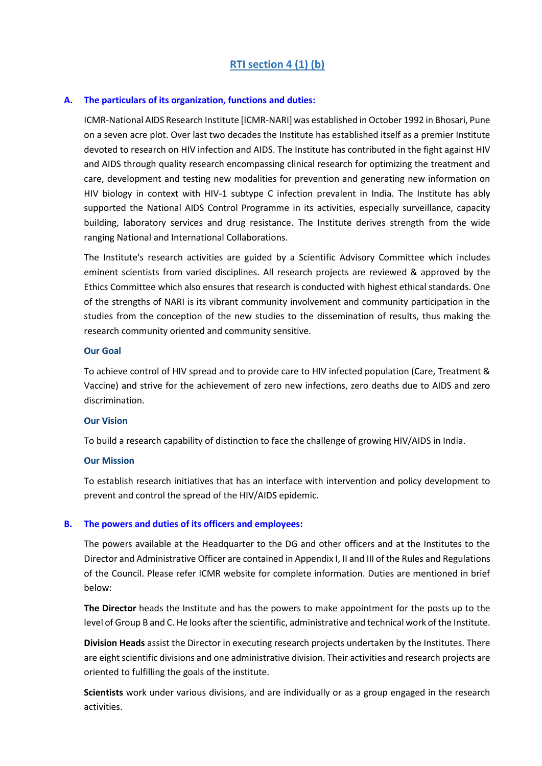# RTI section 4 (1) (b)

## A. The particulars of its organization, functions and duties:

ICMR-National AIDS Research Institute [ICMR-NARI] was established in October 1992 in Bhosari, Pune on a seven acre plot. Over last two decades the Institute has established itself as a premier Institute devoted to research on HIV infection and AIDS. The Institute has contributed in the fight against HIV and AIDS through quality research encompassing clinical research for optimizing the treatment and care, development and testing new modalities for prevention and generating new information on HIV biology in context with HIV-1 subtype C infection prevalent in India. The Institute has ably supported the National AIDS Control Programme in its activities, especially surveillance, capacity building, laboratory services and drug resistance. The Institute derives strength from the wide ranging National and International Collaborations.

The Institute's research activities are guided by a Scientific Advisory Committee which includes eminent scientists from varied disciplines. All research projects are reviewed & approved by the Ethics Committee which also ensures that research is conducted with highest ethical standards. One of the strengths of NARI is its vibrant community involvement and community participation in the studies from the conception of the new studies to the dissemination of results, thus making the research community oriented and community sensitive.

### Our Goal

To achieve control of HIV spread and to provide care to HIV infected population (Care, Treatment & Vaccine) and strive for the achievement of zero new infections, zero deaths due to AIDS and zero discrimination.

### Our Vision

To build a research capability of distinction to face the challenge of growing HIV/AIDS in India.

### Our Mission

To establish research initiatives that has an interface with intervention and policy development to prevent and control the spread of the HIV/AIDS epidemic.

## B. The powers and duties of its officers and employees:

The powers available at the Headquarter to the DG and other officers and at the Institutes to the Director and Administrative Officer are contained in Appendix I, II and III of the Rules and Regulations of the Council. Please refer ICMR website for complete information. Duties are mentioned in brief below:

**The Director** heads the Institute and has the powers to make appointment for the posts up to the level of Group B and C. He looks after the scientific, administrative and technical work of the Institute.

**Division Heads** assist the Director in executing research projects undertaken by the Institutes. There are eight scientific divisions and one administrative division. Their activities and research projects are oriented to fulfilling the goals of the institute.

**Scientists** work under various divisions, and are individually or as a group engaged in the research activities.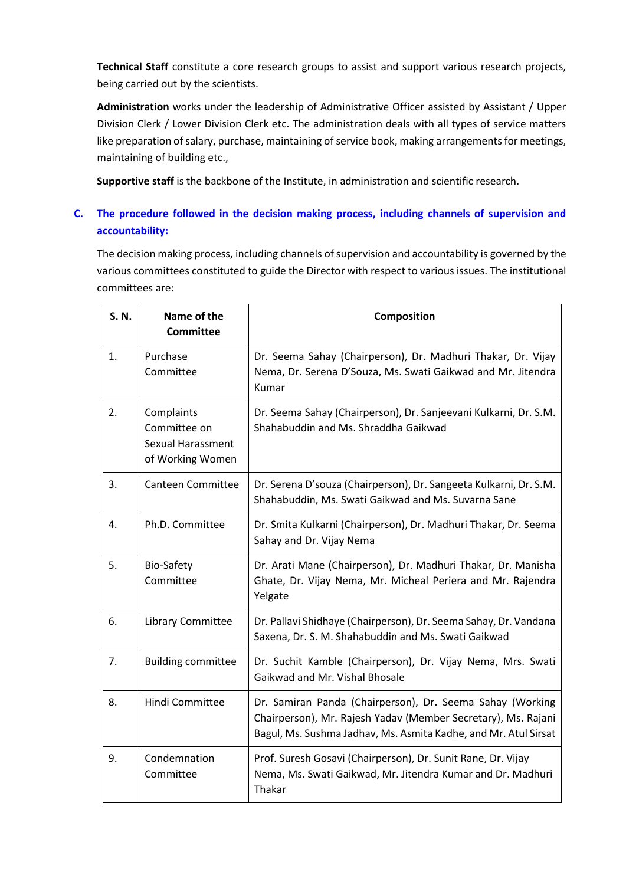**Technical Staff** constitute a core research groups to assist and support various research projects, being carried out by the scientists.

**Administration** works under the leadership of Administrative Officer assisted by Assistant / Upper Division Clerk / Lower Division Clerk etc. The administration deals with all types of service matters like preparation of salary, purchase, maintaining of service book, making arrangements for meetings, maintaining of building etc.,

**Supportive staff** is the backbone of the Institute, in administration and scientific research.

## C. The procedure followed in the decision making process, including channels of supervision and accountability:

The decision making process, including channels of supervision and accountability is governed by the various committees constituted to guide the Director with respect to various issues. The institutional committees are:

| S. N. | Name of the Committee | Composition |
|---|---|---|
| 1. | Purchase Committee | Dr. Seema Sahay (Chairperson), Dr. Madhuri Thakar, Dr. Vijay Nema, Dr. Serena D'Souza, Ms. Swati Gaikwad and Mr. Jitendra Kumar |
| 2. | Complaints Committee on Sexual Harassment of Working Women | Dr. Seema Sahay (Chairperson), Dr. Sanjeevani Kulkarni, Dr. S.M. Shahabuddin and Ms. Shraddha Gaikwad |
| 3. | Canteen Committee | Dr. Serena D'souza (Chairperson), Dr. Sangeeta Kulkarni, Dr. S.M. Shahabuddin, Ms. Swati Gaikwad and Ms. Suvarna Sane |
| 4. | Ph.D. Committee | Dr. Smita Kulkarni (Chairperson), Dr. Madhuri Thakar, Dr. Seema Sahay and Dr. Vijay Nema |
| 5. | Bio-Safety Committee | Dr. Arati Mane (Chairperson), Dr. Madhuri Thakar, Dr. Manisha Ghate, Dr. Vijay Nema, Mr. Micheal Periera and Mr. Rajendra Yelgate |
| 6. | Library Committee | Dr. Pallavi Shidhaye (Chairperson), Dr. Seema Sahay, Dr. Vandana Saxena, Dr. S. M. Shahabuddin and Ms. Swati Gaikwad |
| 7. | Building committee | Dr. Suchit Kamble (Chairperson), Dr. Vijay Nema, Mrs. Swati Gaikwad and Mr. Vishal Bhosale |
| 8. | Hindi Committee | Dr. Samiran Panda (Chairperson), Dr. Seema Sahay (Working Chairperson), Mr. Rajesh Yadav (Member Secretary), Ms. Rajani Bagul, Ms. Sushma Jadhav, Ms. Asmita Kadhe, and Mr. Atul Sirsat |
| 9. | Condemnation Committee | Prof. Suresh Gosavi (Chairperson), Dr. Sunit Rane, Dr. Vijay Nema, Ms. Swati Gaikwad, Mr. Jitendra Kumar and Dr. Madhuri Thakar |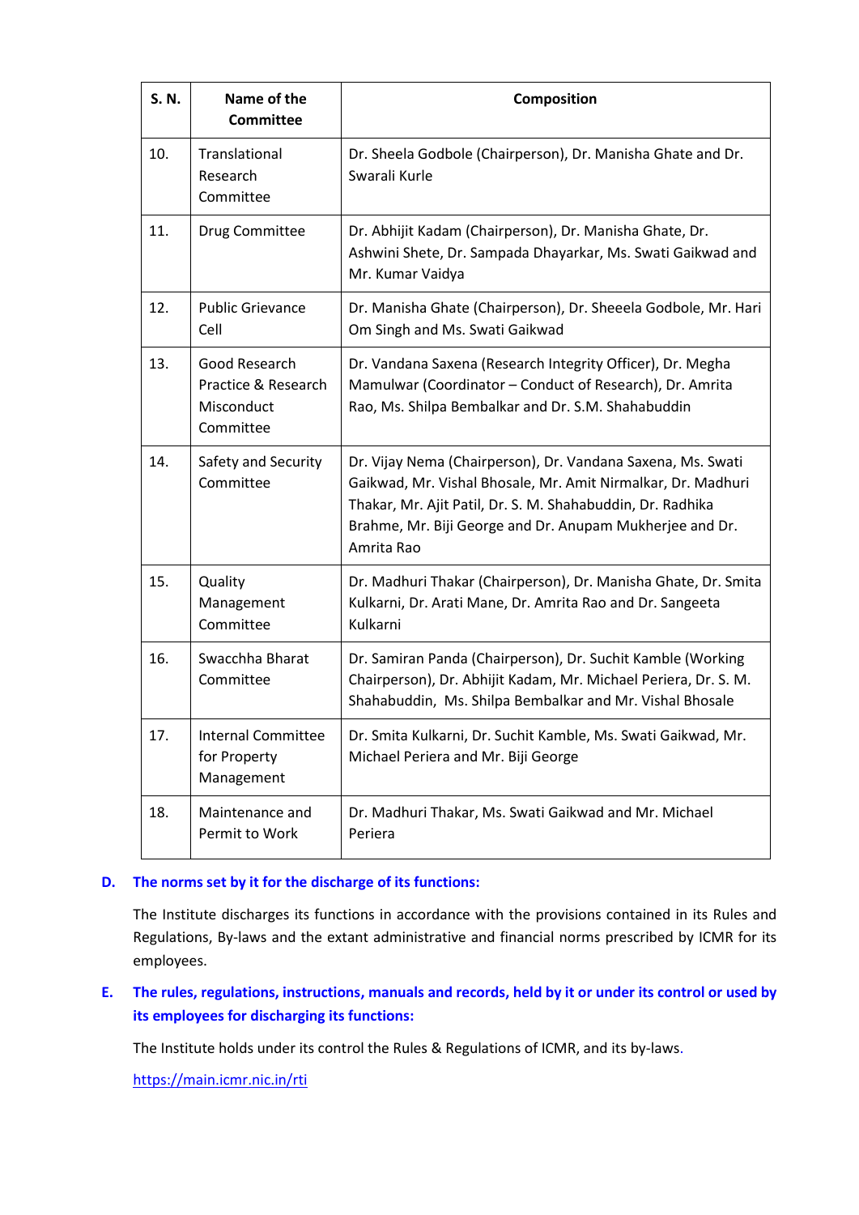| S. N. | Name of the Committee | Composition |
|---|---|---|
| 10. | Translational Research Committee | Dr. Sheela Godbole (Chairperson), Dr. Manisha Ghate and Dr. Swarali Kurle |
| 11. | Drug Committee | Dr. Abhijit Kadam (Chairperson), Dr. Manisha Ghate, Dr. Ashwini Shete, Dr. Sampada Dhayarkar, Ms. Swati Gaikwad and Mr. Kumar Vaidya |
| 12. | Public Grievance Cell | Dr. Manisha Ghate (Chairperson), Dr. Sheeela Godbole, Mr. Hari Om Singh and Ms. Swati Gaikwad |
| 13. | Good Research Practice & Research Misconduct Committee | Dr. Vandana Saxena (Research Integrity Officer), Dr. Megha Mamulwar (Coordinator – Conduct of Research), Dr. Amrita Rao, Ms. Shilpa Bembalkar and Dr. S.M. Shahabuddin |
| 14. | Safety and Security Committee | Dr. Vijay Nema (Chairperson), Dr. Vandana Saxena, Ms. Swati Gaikwad, Mr. Vishal Bhosale, Mr. Amit Nirmalkar, Dr. Madhuri Thakar, Mr. Ajit Patil, Dr. S. M. Shahabuddin, Dr. Radhika Brahme, Mr. Biji George and Dr. Anupam Mukherjee and Dr. Amrita Rao |
| 15. | Quality Management Committee | Dr. Madhuri Thakar (Chairperson), Dr. Manisha Ghate, Dr. Smita Kulkarni, Dr. Arati Mane, Dr. Amrita Rao and Dr. Sangeeta Kulkarni |
| 16. | Swacchha Bharat Committee | Dr. Samiran Panda (Chairperson), Dr. Suchit Kamble (Working Chairperson), Dr. Abhijit Kadam, Mr. Michael Periera, Dr. S. M. Shahabuddin, Ms. Shilpa Bembalkar and Mr. Vishal Bhosale |
| 17. | Internal Committee for Property Management | Dr. Smita Kulkarni, Dr. Suchit Kamble, Ms. Swati Gaikwad, Mr. Michael Periera and Mr. Biji George |
| 18. | Maintenance and Permit to Work | Dr. Madhuri Thakar, Ms. Swati Gaikwad and Mr. Michael Periera |

**D. The norms set by it for the discharge of its functions:**

The Institute discharges its functions in accordance with the provisions contained in its Rules and Regulations, By-laws and the extant administrative and financial norms prescribed by ICMR for its employees.

**E. The rules, regulations, instructions, manuals and records, held by it or under its control or used by its employees for discharging its functions:**

The Institute holds under its control the Rules & Regulations of ICMR, and its by-laws.

https://main.icmr.nic.in/rti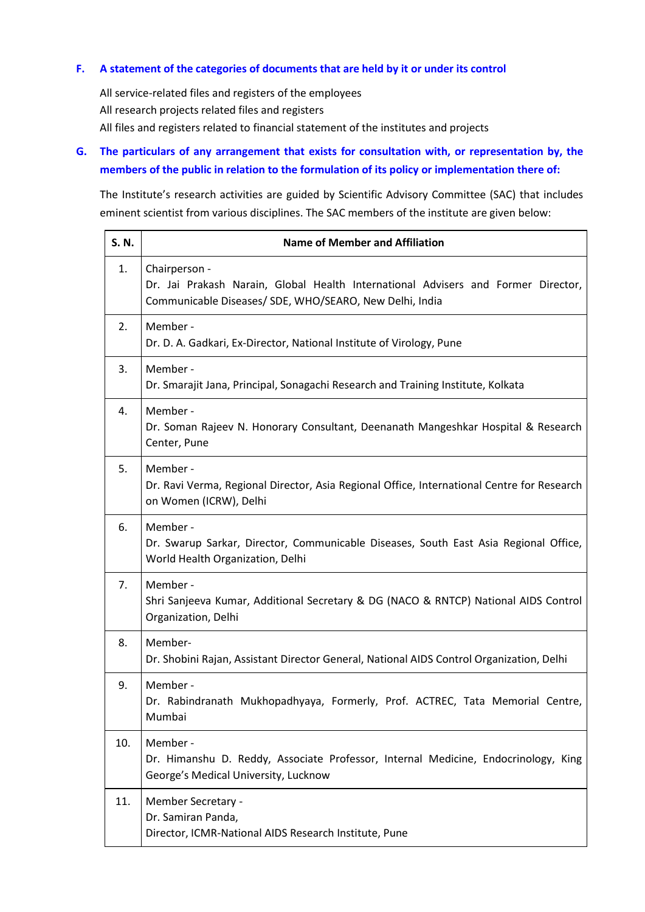**F. A statement of the categories of documents that are held by it or under its control**

All service-related files and registers of the employees
All research projects related files and registers
All files and registers related to financial statement of the institutes and projects

**G. The particulars of any arrangement that exists for consultation with, or representation by, the members of the public in relation to the formulation of its policy or implementation there of:**

The Institute's research activities are guided by Scientific Advisory Committee (SAC) that includes eminent scientist from various disciplines. The SAC members of the institute are given below:

| S. N. | Name of Member and Affiliation |
|---|---|
| 1. | Chairperson - Dr. Jai Prakash Narain, Global Health International Advisers and Former Director, Communicable Diseases/ SDE, WHO/SEARO, New Delhi, India |
| 2. | Member - Dr. D. A. Gadkari, Ex-Director, National Institute of Virology, Pune |
| 3. | Member - Dr. Smarajit Jana, Principal, Sonagachi Research and Training Institute, Kolkata |
| 4. | Member - Dr. Soman Rajeev N. Honorary Consultant, Deenanath Mangeshkar Hospital & Research Center, Pune |
| 5. | Member - Dr. Ravi Verma, Regional Director, Asia Regional Office, International Centre for Research on Women (ICRW), Delhi |
| 6. | Member - Dr. Swarup Sarkar, Director, Communicable Diseases, South East Asia Regional Office, World Health Organization, Delhi |
| 7. | Member - Shri Sanjeeva Kumar, Additional Secretary & DG (NACO & RNTCP) National AIDS Control Organization, Delhi |
| 8. | Member- Dr. Shobini Rajan, Assistant Director General, National AIDS Control Organization, Delhi |
| 9. | Member - Dr. Rabindranath Mukhopadhyaya, Formerly, Prof. ACTREC, Tata Memorial Centre, Mumbai |
| 10. | Member - Dr. Himanshu D. Reddy, Associate Professor, Internal Medicine, Endocrinology, King George's Medical University, Lucknow |
| 11. | Member Secretary - Dr. Samiran Panda, Director, ICMR-National AIDS Research Institute, Pune |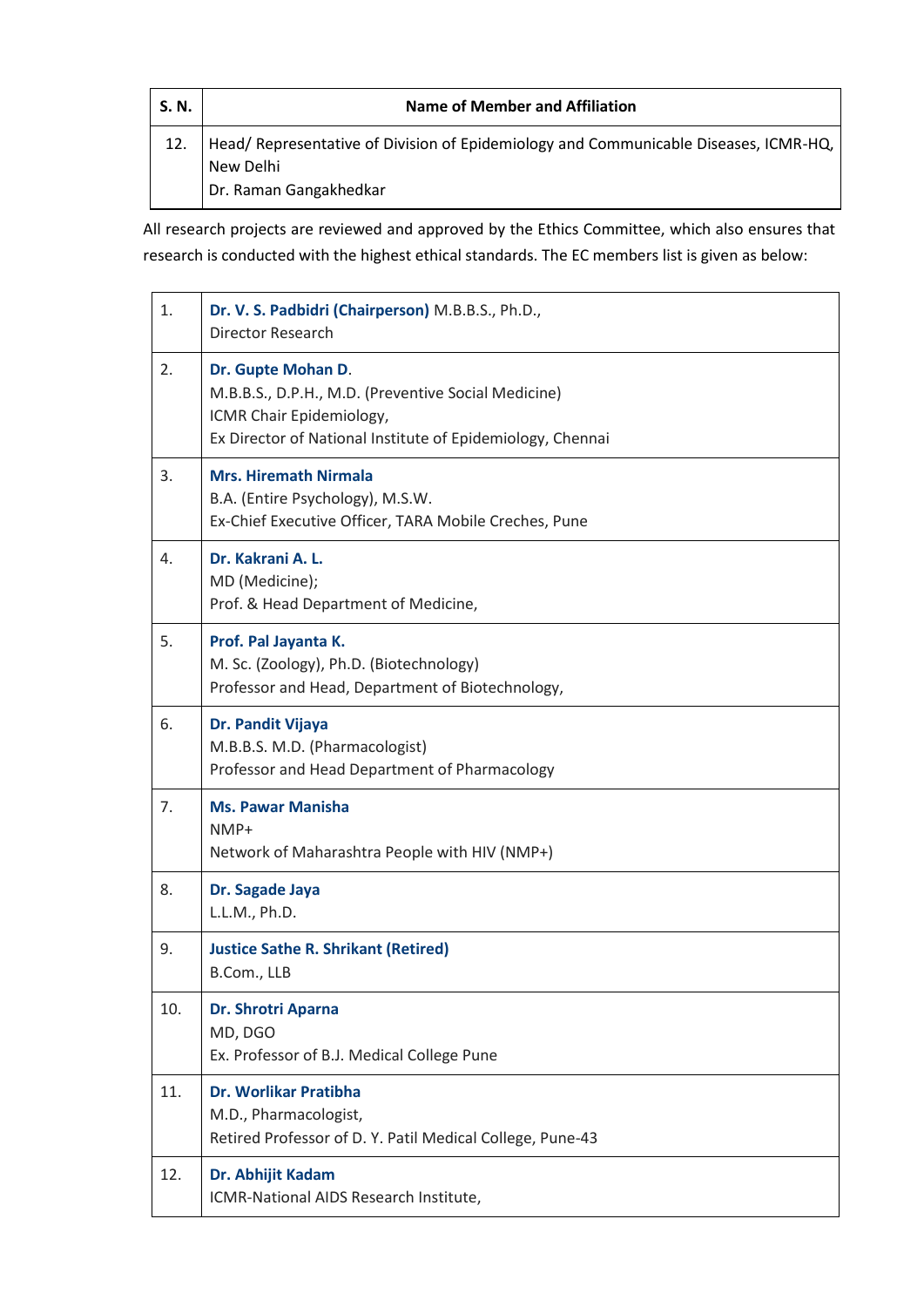| S. N. | Name of Member and Affiliation |
|---|---|
| 12. | Head/ Representative of Division of Epidemiology and Communicable Diseases, ICMR-HQ, New Delhi<br>Dr. Raman Gangakhedkar |

All research projects are reviewed and approved by the Ethics Committee, which also ensures that research is conducted with the highest ethical standards. The EC members list is given as below:

| | |
|---|---|
| 1. | **Dr. V. S. Padbidri (Chairperson)** M.B.B.S., Ph.D.,<br>Director Research |
| 2. | **Dr. Gupte Mohan D**.<br>M.B.B.S., D.P.H., M.D. (Preventive Social Medicine)<br>ICMR Chair Epidemiology,<br>Ex Director of National Institute of Epidemiology, Chennai |
| 3. | **Mrs. Hiremath Nirmala**<br>B.A. (Entire Psychology), M.S.W.<br>Ex-Chief Executive Officer, TARA Mobile Creches, Pune |
| 4. | **Dr. Kakrani A. L.**<br>MD (Medicine);<br>Prof. & Head Department of Medicine, |
| 5. | **Prof. Pal Jayanta K.**<br>M. Sc. (Zoology), Ph.D. (Biotechnology)<br>Professor and Head, Department of Biotechnology, |
| 6. | **Dr. Pandit Vijaya**<br>M.B.B.S. M.D. (Pharmacologist)<br>Professor and Head Department of Pharmacology |
| 7. | **Ms. Pawar Manisha**<br>NMP+<br>Network of Maharashtra People with HIV (NMP+) |
| 8. | **Dr. Sagade Jaya**<br>L.L.M., Ph.D. |
| 9. | **Justice Sathe R. Shrikant (Retired)**<br>B.Com., LLB |
| 10. | **Dr. Shrotri Aparna**<br>MD, DGO<br>Ex. Professor of B.J. Medical College Pune |
| 11. | **Dr. Worlikar Pratibha**<br>M.D., Pharmacologist,<br>Retired Professor of D. Y. Patil Medical College, Pune-43 |
| 12. | **Dr. Abhijit Kadam**<br>ICMR-National AIDS Research Institute, |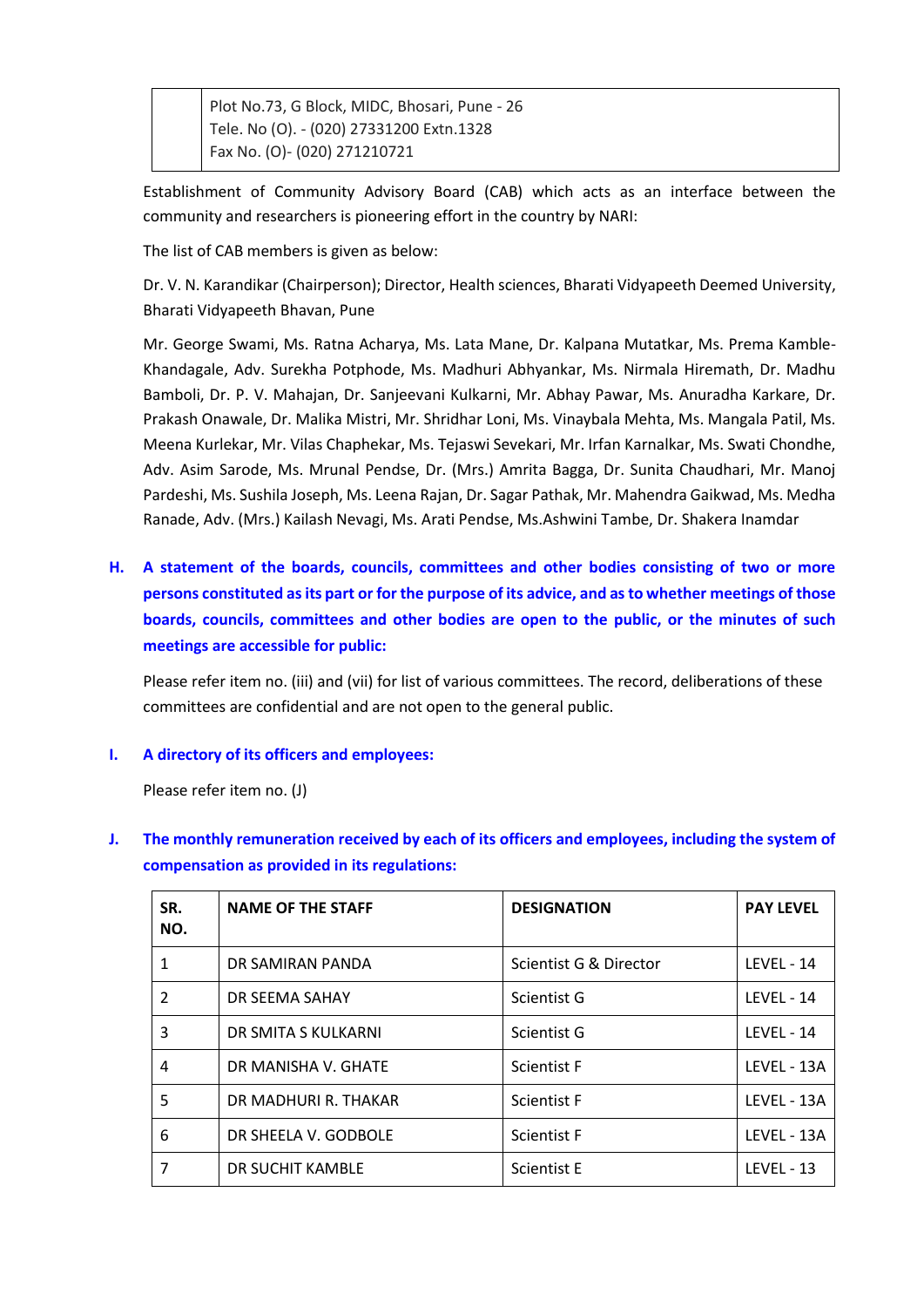| | Plot No.73, G Block, MIDC, Bhosari, Pune - 26<br>Tele. No (O). - (020) 27331200 Extn.1328<br>Fax No. (O)- (020) 271210721 |
|---|---|

Establishment of Community Advisory Board (CAB) which acts as an interface between the community and researchers is pioneering effort in the country by NARI:

The list of CAB members is given as below:

Dr. V. N. Karandikar (Chairperson); Director, Health sciences, Bharati Vidyapeeth Deemed University, Bharati Vidyapeeth Bhavan, Pune

Mr. George Swami, Ms. Ratna Acharya, Ms. Lata Mane, Dr. Kalpana Mutatkar, Ms. Prema Kamble-Khandagale, Adv. Surekha Potphode, Ms. Madhuri Abhyankar, Ms. Nirmala Hiremath, Dr. Madhu Bamboli, Dr. P. V. Mahajan, Dr. Sanjeevani Kulkarni, Mr. Abhay Pawar, Ms. Anuradha Karkare, Dr. Prakash Onawale, Dr. Malika Mistri, Mr. Shridhar Loni, Ms. Vinaybala Mehta, Ms. Mangala Patil, Ms. Meena Kurlekar, Mr. Vilas Chaphekar, Ms. Tejaswi Sevekari, Mr. Irfan Karnalkar, Ms. Swati Chondhe, Adv. Asim Sarode, Ms. Mrunal Pendse, Dr. (Mrs.) Amrita Bagga, Dr. Sunita Chaudhari, Mr. Manoj Pardeshi, Ms. Sushila Joseph, Ms. Leena Rajan, Dr. Sagar Pathak, Mr. Mahendra Gaikwad, Ms. Medha Ranade, Adv. (Mrs.) Kailash Nevagi, Ms. Arati Pendse, Ms.Ashwini Tambe, Dr. Shakera Inamdar

## H. A statement of the boards, councils, committees and other bodies consisting of two or more persons constituted as its part or for the purpose of its advice, and as to whether meetings of those boards, councils, committees and other bodies are open to the public, or the minutes of such meetings are accessible for public:

Please refer item no. (iii) and (vii) for list of various committees. The record, deliberations of these committees are confidential and are not open to the general public.

## I. A directory of its officers and employees:

Please refer item no. (J)

## J. The monthly remuneration received by each of its officers and employees, including the system of compensation as provided in its regulations:

| SR. NO. | NAME OF THE STAFF | DESIGNATION | PAY LEVEL |
|---|---|---|---|
| 1 | DR SAMIRAN PANDA | Scientist G & Director | LEVEL - 14 |
| 2 | DR SEEMA SAHAY | Scientist G | LEVEL - 14 |
| 3 | DR SMITA S KULKARNI | Scientist G | LEVEL - 14 |
| 4 | DR MANISHA V. GHATE | Scientist F | LEVEL - 13A |
| 5 | DR MADHURI R. THAKAR | Scientist F | LEVEL - 13A |
| 6 | DR SHEELA V. GODBOLE | Scientist F | LEVEL - 13A |
| 7 | DR SUCHIT KAMBLE | Scientist E | LEVEL - 13 |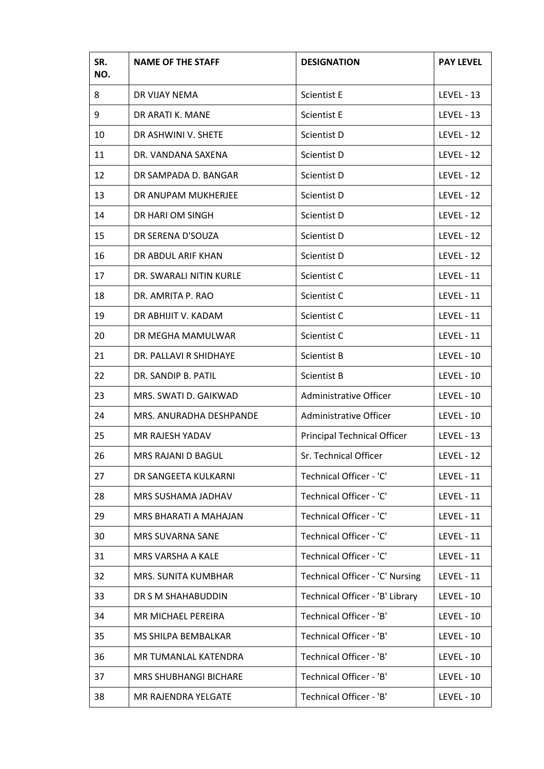| SR. NO. | NAME OF THE STAFF | DESIGNATION | PAY LEVEL |
|---|---|---|---|
| 8 | DR VIJAY NEMA | Scientist E | LEVEL - 13 |
| 9 | DR ARATI K. MANE | Scientist E | LEVEL - 13 |
| 10 | DR ASHWINI V. SHETE | Scientist D | LEVEL - 12 |
| 11 | DR. VANDANA SAXENA | Scientist D | LEVEL - 12 |
| 12 | DR SAMPADA D. BANGAR | Scientist D | LEVEL - 12 |
| 13 | DR ANUPAM MUKHERJEE | Scientist D | LEVEL - 12 |
| 14 | DR HARI OM SINGH | Scientist D | LEVEL - 12 |
| 15 | DR SERENA D'SOUZA | Scientist D | LEVEL - 12 |
| 16 | DR ABDUL ARIF KHAN | Scientist D | LEVEL - 12 |
| 17 | DR. SWARALI NITIN KURLE | Scientist C | LEVEL - 11 |
| 18 | DR. AMRITA P. RAO | Scientist C | LEVEL - 11 |
| 19 | DR ABHIJIT V. KADAM | Scientist C | LEVEL - 11 |
| 20 | DR MEGHA MAMULWAR | Scientist C | LEVEL - 11 |
| 21 | DR. PALLAVI R SHIDHAYE | Scientist B | LEVEL - 10 |
| 22 | DR. SANDIP B. PATIL | Scientist B | LEVEL - 10 |
| 23 | MRS. SWATI D. GAIKWAD | Administrative Officer | LEVEL - 10 |
| 24 | MRS. ANURADHA DESHPANDE | Administrative Officer | LEVEL - 10 |
| 25 | MR RAJESH YADAV | Principal Technical Officer | LEVEL - 13 |
| 26 | MRS RAJANI D BAGUL | Sr. Technical Officer | LEVEL - 12 |
| 27 | DR SANGEETA KULKARNI | Technical Officer - 'C' | LEVEL - 11 |
| 28 | MRS SUSHAMA JADHAV | Technical Officer - 'C' | LEVEL - 11 |
| 29 | MRS BHARATI A MAHAJAN | Technical Officer - 'C' | LEVEL - 11 |
| 30 | MRS SUVARNA SANE | Technical Officer - 'C' | LEVEL - 11 |
| 31 | MRS VARSHA A KALE | Technical Officer - 'C' | LEVEL - 11 |
| 32 | MRS. SUNITA KUMBHAR | Technical Officer - 'C' Nursing | LEVEL - 11 |
| 33 | DR S M SHAHABUDDIN | Technical Officer - 'B' Library | LEVEL - 10 |
| 34 | MR MICHAEL PEREIRA | Technical Officer - 'B' | LEVEL - 10 |
| 35 | MS SHILPA BEMBALKAR | Technical Officer - 'B' | LEVEL - 10 |
| 36 | MR TUMANLAL KATENDRA | Technical Officer - 'B' | LEVEL - 10 |
| 37 | MRS SHUBHANGI BICHARE | Technical Officer - 'B' | LEVEL - 10 |
| 38 | MR RAJENDRA YELGATE | Technical Officer - 'B' | LEVEL - 10 |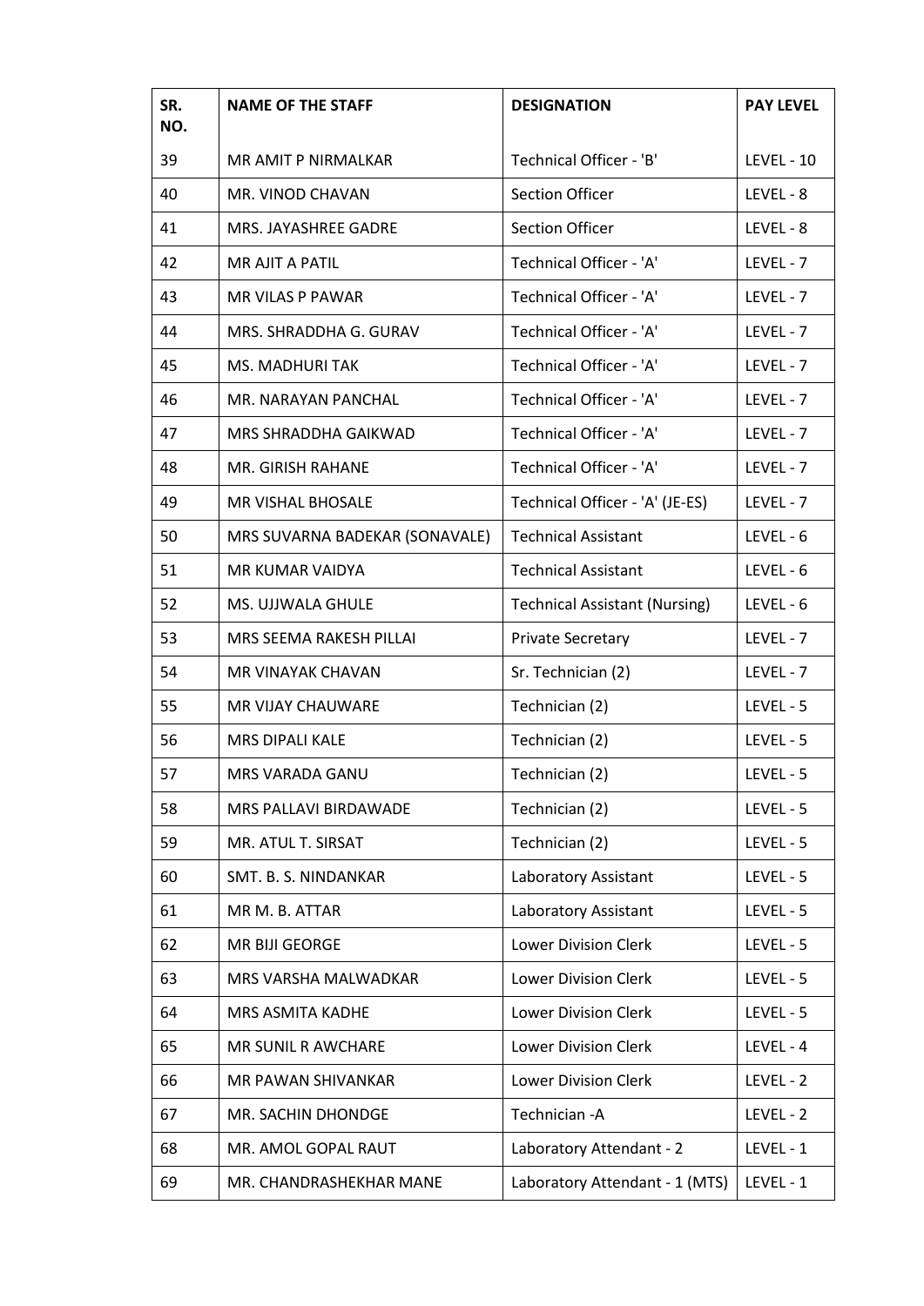| SR. NO. | NAME OF THE STAFF | DESIGNATION | PAY LEVEL |
|---|---|---|---|
| 39 | MR AMIT P NIRMALKAR | Technical Officer - 'B' | LEVEL - 10 |
| 40 | MR. VINOD CHAVAN | Section Officer | LEVEL - 8 |
| 41 | MRS. JAYASHREE GADRE | Section Officer | LEVEL - 8 |
| 42 | MR AJIT A PATIL | Technical Officer - 'A' | LEVEL - 7 |
| 43 | MR VILAS P PAWAR | Technical Officer - 'A' | LEVEL - 7 |
| 44 | MRS. SHRADDHA G. GURAV | Technical Officer - 'A' | LEVEL - 7 |
| 45 | MS. MADHURI TAK | Technical Officer - 'A' | LEVEL - 7 |
| 46 | MR. NARAYAN PANCHAL | Technical Officer - 'A' | LEVEL - 7 |
| 47 | MRS SHRADDHA GAIKWAD | Technical Officer - 'A' | LEVEL - 7 |
| 48 | MR. GIRISH RAHANE | Technical Officer - 'A' | LEVEL - 7 |
| 49 | MR VISHAL BHOSALE | Technical Officer - 'A' (JE-ES) | LEVEL - 7 |
| 50 | MRS SUVARNA BADEKAR (SONAVALE) | Technical Assistant | LEVEL - 6 |
| 51 | MR KUMAR VAIDYA | Technical Assistant | LEVEL - 6 |
| 52 | MS. UJJWALA GHULE | Technical Assistant (Nursing) | LEVEL - 6 |
| 53 | MRS SEEMA RAKESH PILLAI | Private Secretary | LEVEL - 7 |
| 54 | MR VINAYAK CHAVAN | Sr. Technician (2) | LEVEL - 7 |
| 55 | MR VIJAY CHAUWARE | Technician (2) | LEVEL - 5 |
| 56 | MRS DIPALI KALE | Technician (2) | LEVEL - 5 |
| 57 | MRS VARADA GANU | Technician (2) | LEVEL - 5 |
| 58 | MRS PALLAVI BIRDAWADE | Technician (2) | LEVEL - 5 |
| 59 | MR. ATUL T. SIRSAT | Technician (2) | LEVEL - 5 |
| 60 | SMT. B. S. NINDANKAR | Laboratory Assistant | LEVEL - 5 |
| 61 | MR M. B. ATTAR | Laboratory Assistant | LEVEL - 5 |
| 62 | MR BIJI GEORGE | Lower Division Clerk | LEVEL - 5 |
| 63 | MRS VARSHA MALWADKAR | Lower Division Clerk | LEVEL - 5 |
| 64 | MRS ASMITA KADHE | Lower Division Clerk | LEVEL - 5 |
| 65 | MR SUNIL R AWCHARE | Lower Division Clerk | LEVEL - 4 |
| 66 | MR PAWAN SHIVANKAR | Lower Division Clerk | LEVEL - 2 |
| 67 | MR. SACHIN DHONDGE | Technician -A | LEVEL - 2 |
| 68 | MR. AMOL GOPAL RAUT | Laboratory Attendant - 2 | LEVEL - 1 |
| 69 | MR. CHANDRASHEKHAR MANE | Laboratory Attendant - 1 (MTS) | LEVEL - 1 |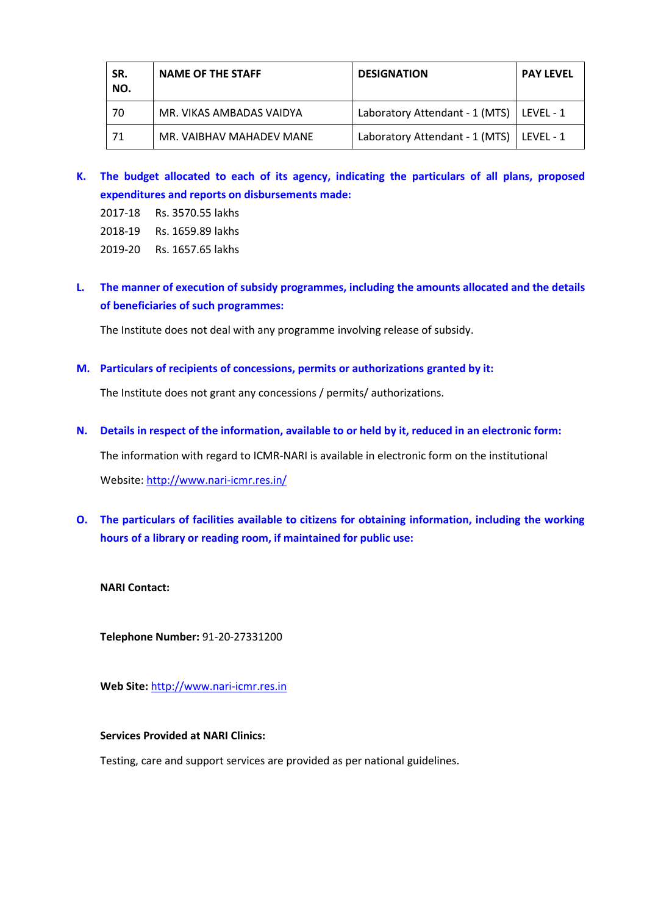| SR. NO. | NAME OF THE STAFF | DESIGNATION | PAY LEVEL |
|---|---|---|---|
| 70 | MR. VIKAS AMBADAS VAIDYA | Laboratory Attendant - 1 (MTS) | LEVEL - 1 |
| 71 | MR. VAIBHAV MAHADEV MANE | Laboratory Attendant - 1 (MTS) | LEVEL - 1 |

**K. The budget allocated to each of its agency, indicating the particulars of all plans, proposed expenditures and reports on disbursements made:**

2017-18 Rs. 3570.55 lakhs

2018-19 Rs. 1659.89 lakhs

2019-20 Rs. 1657.65 lakhs

**L. The manner of execution of subsidy programmes, including the amounts allocated and the details of beneficiaries of such programmes:**

The Institute does not deal with any programme involving release of subsidy.

**M. Particulars of recipients of concessions, permits or authorizations granted by it:**

The Institute does not grant any concessions / permits/ authorizations.

**N. Details in respect of the information, available to or held by it, reduced in an electronic form:**

The information with regard to ICMR-NARI is available in electronic form on the institutional Website: http://www.nari-icmr.res.in/

**O. The particulars of facilities available to citizens for obtaining information, including the working hours of a library or reading room, if maintained for public use:**

**NARI Contact:**

**Telephone Number:** 91-20-27331200

**Web Site:** http://www.nari-icmr.res.in

**Services Provided at NARI Clinics:**

Testing, care and support services are provided as per national guidelines.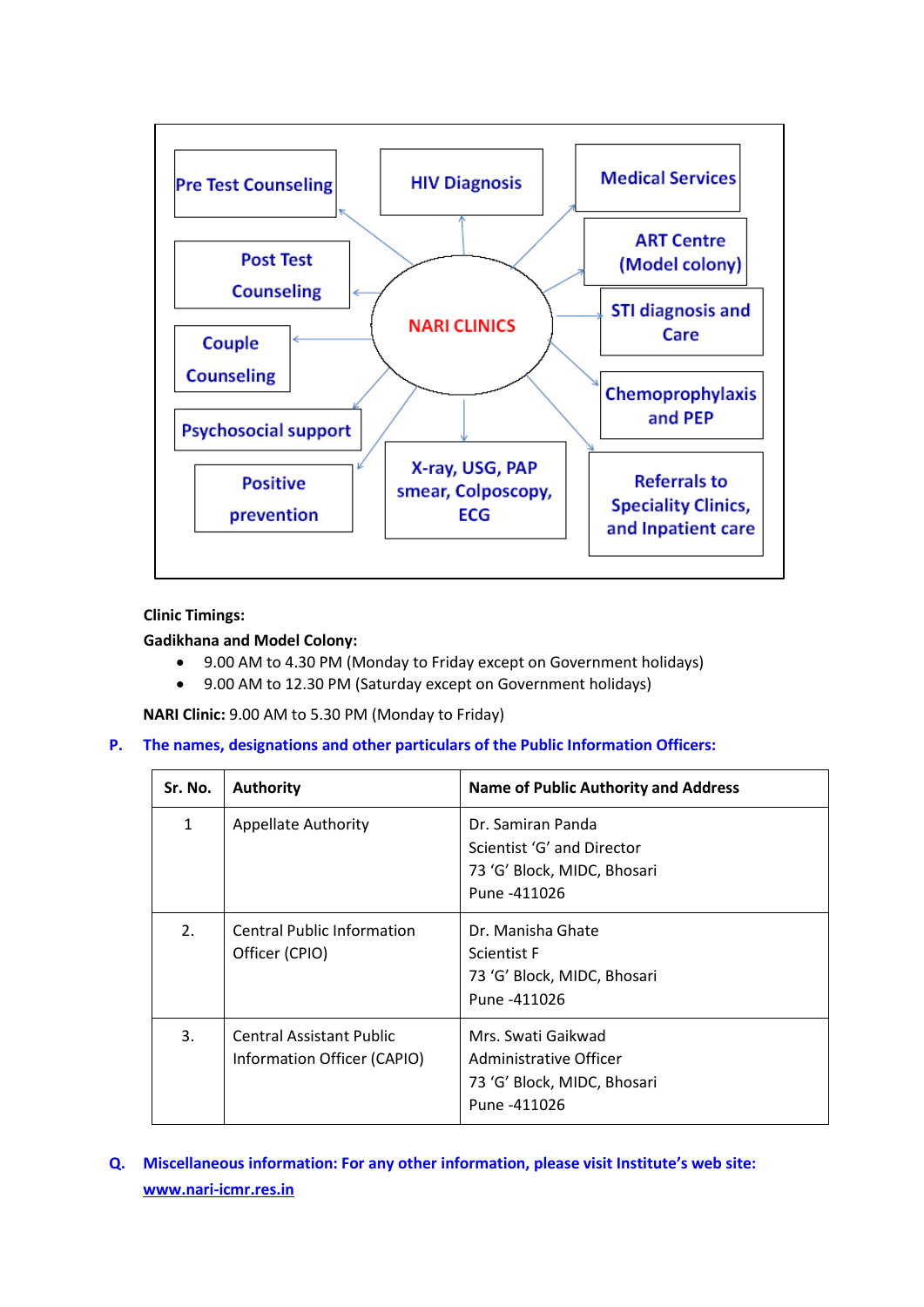NARI CLINICS

Pre Test Counseling

HIV Diagnosis

Medical Services

ART Centre (Model colony)

Post Test Counseling

STI diagnosis and Care

Couple Counseling

Chemoprophylaxis and PEP

Psychosocial support

Positive prevention

X-ray, USG, PAP smear, Colposcopy, ECG

Referrals to Speciality Clinics, and Inpatient care

**Clinic Timings:**

**Gadikhana and Model Colony:**

- 9.00 AM to 4.30 PM (Monday to Friday except on Government holidays)
- 9.00 AM to 12.30 PM (Saturday except on Government holidays)

**NARI Clinic:** 9.00 AM to 5.30 PM (Monday to Friday)

## P. The names, designations and other particulars of the Public Information Officers:

| Sr. No. | Authority | Name of Public Authority and Address |
|---|---|---|
| 1 | Appellate Authority | Dr. Samiran Panda<br>Scientist 'G' and Director<br>73 'G' Block, MIDC, Bhosari<br>Pune -411026 |
| 2. | Central Public Information Officer (CPIO) | Dr. Manisha Ghate<br>Scientist F<br>73 'G' Block, MIDC, Bhosari<br>Pune -411026 |
| 3. | Central Assistant Public Information Officer (CAPIO) | Mrs. Swati Gaikwad<br>Administrative Officer<br>73 'G' Block, MIDC, Bhosari<br>Pune -411026 |

## Q. Miscellaneous information: For any other information, please visit Institute's web site: www.nari-icmr.res.in